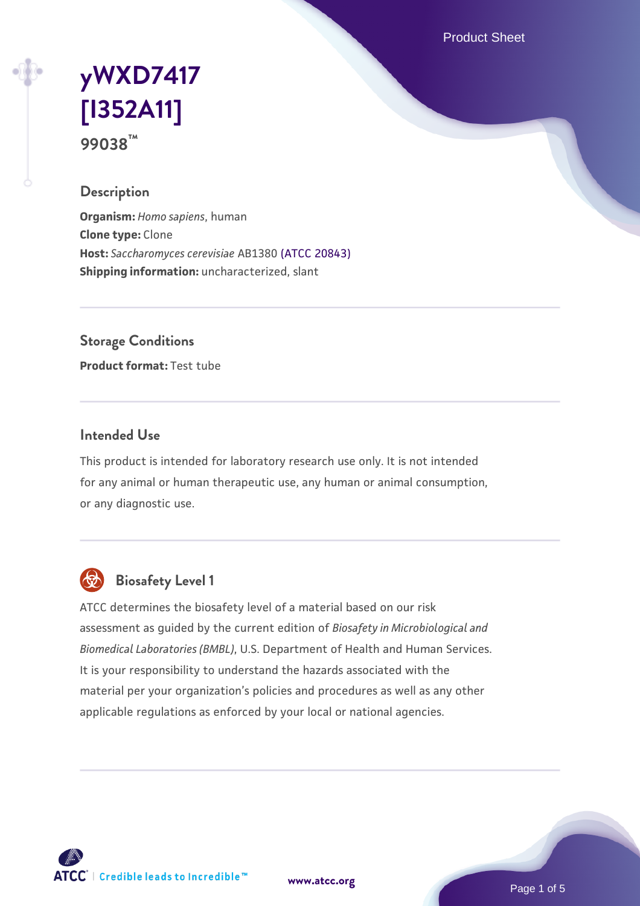# yWXD7417 [I352A11]

**99038™**

## Description

**Organism:** *Homo sapiens*, human
**Clone type:** Clone
**Host:** *Saccharomyces cerevisiae* AB1380 (ATCC 20843)
**Shipping information:** uncharacterized, slant

## Storage Conditions

**Product format:** Test tube

## Intended Use

This product is intended for laboratory research use only. It is not intended for any animal or human therapeutic use, any human or animal consumption, or any diagnostic use.

## Biosafety Level 1

ATCC determines the biosafety level of a material based on our risk assessment as guided by the current edition of *Biosafety in Microbiological and Biomedical Laboratories (BMBL)*, U.S. Department of Health and Human Services. It is your responsibility to understand the hazards associated with the material per your organization's policies and procedures as well as any other applicable regulations as enforced by your local or national agencies.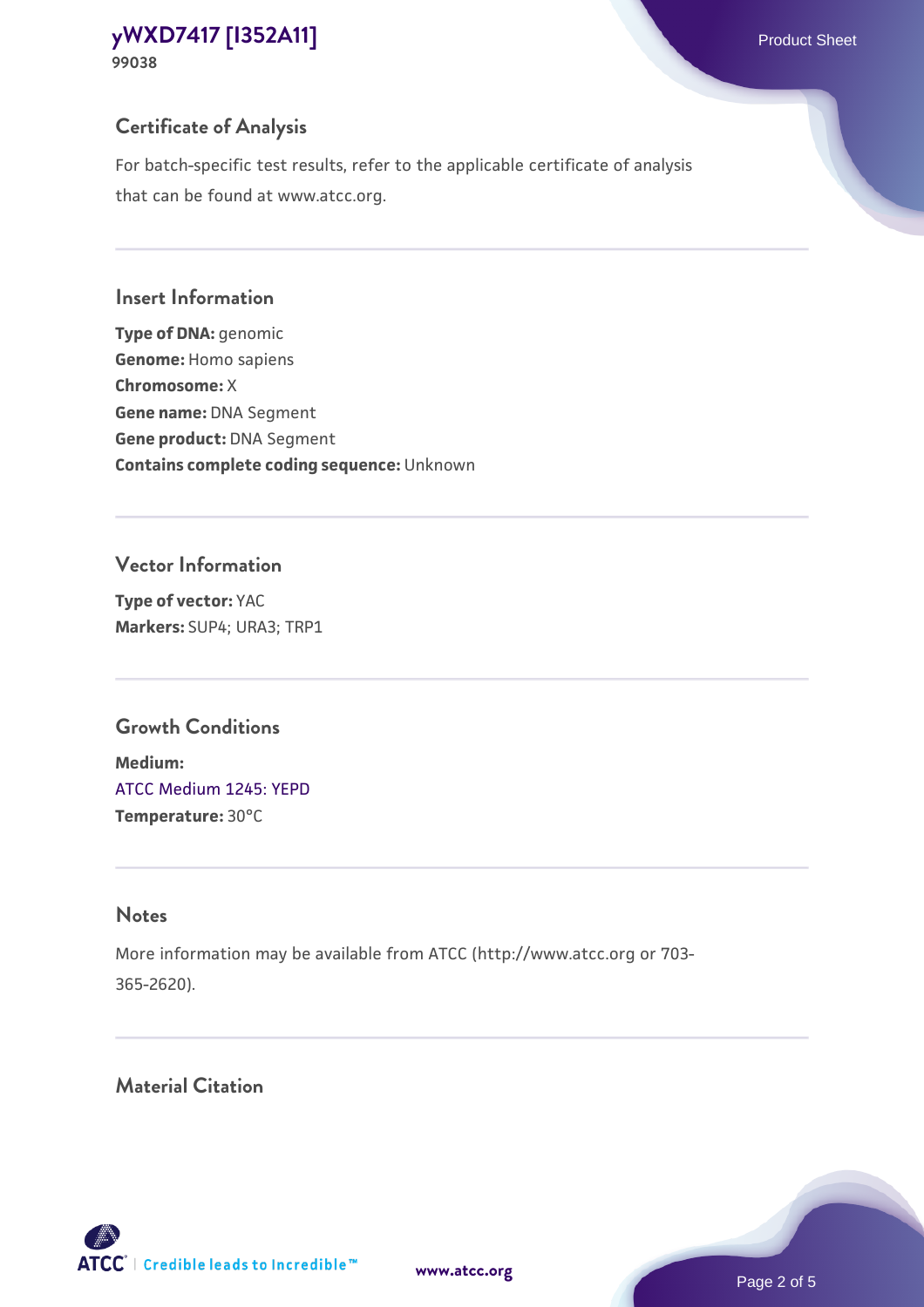## Certificate of Analysis

For batch-specific test results, refer to the applicable certificate of analysis that can be found at www.atcc.org.

## Insert Information

**Type of DNA:** genomic
**Genome:** Homo sapiens
**Chromosome:** X
**Gene name:** DNA Segment
**Gene product:** DNA Segment
**Contains complete coding sequence:** Unknown

## Vector Information

**Type of vector:** YAC
**Markers:** SUP4; URA3; TRP1

## Growth Conditions

**Medium:**
ATCC Medium 1245: YEPD
**Temperature:** 30°C

## Notes

More information may be available from ATCC (http://www.atcc.org or 703-365-2620).

## Material Citation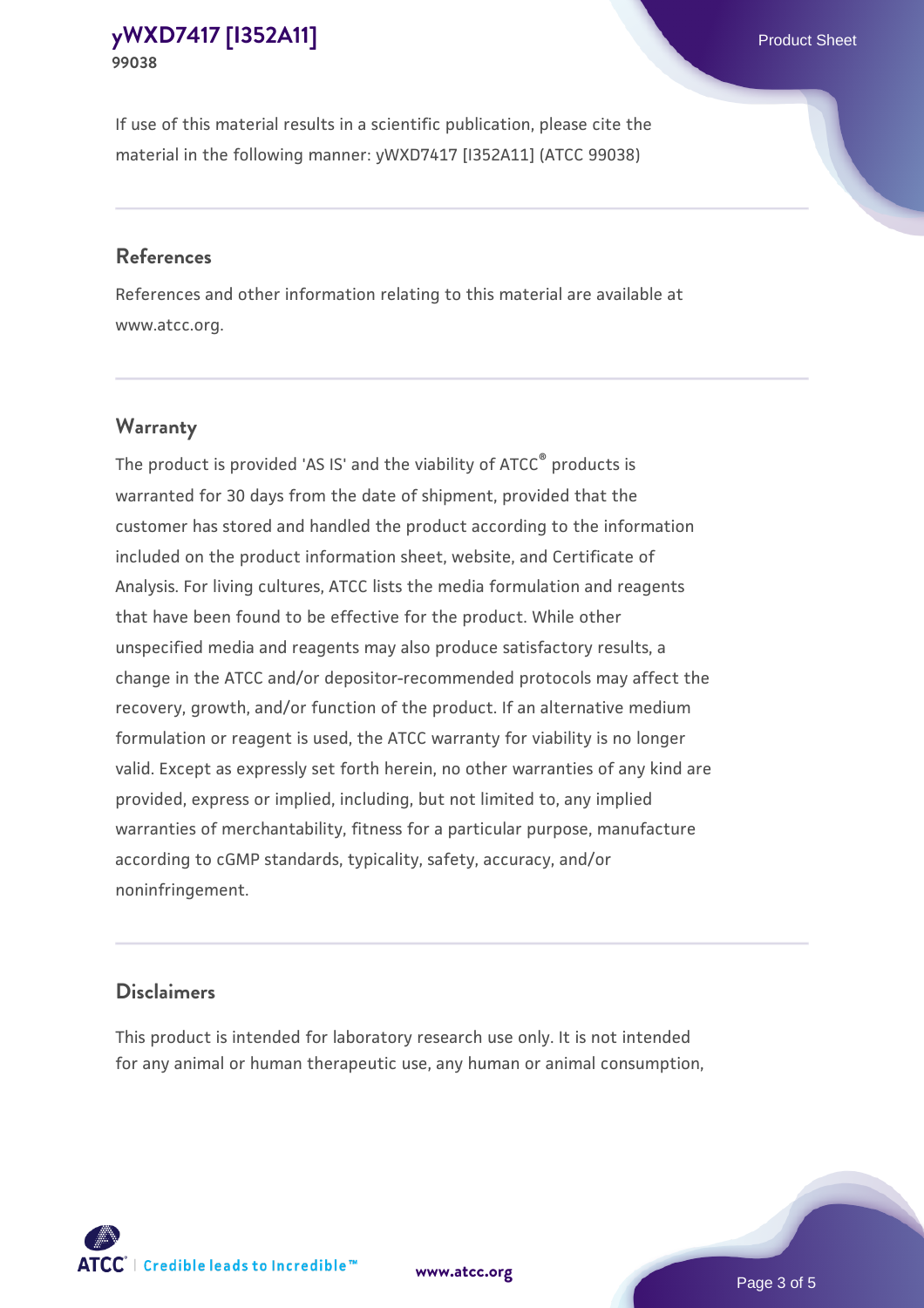If use of this material results in a scientific publication, please cite the material in the following manner: yWXD7417 [I352A11] (ATCC 99038)

## References

References and other information relating to this material are available at www.atcc.org.

## Warranty

The product is provided 'AS IS' and the viability of ATCC® products is warranted for 30 days from the date of shipment, provided that the customer has stored and handled the product according to the information included on the product information sheet, website, and Certificate of Analysis. For living cultures, ATCC lists the media formulation and reagents that have been found to be effective for the product. While other unspecified media and reagents may also produce satisfactory results, a change in the ATCC and/or depositor-recommended protocols may affect the recovery, growth, and/or function of the product. If an alternative medium formulation or reagent is used, the ATCC warranty for viability is no longer valid. Except as expressly set forth herein, no other warranties of any kind are provided, express or implied, including, but not limited to, any implied warranties of merchantability, fitness for a particular purpose, manufacture according to cGMP standards, typicality, safety, accuracy, and/or noninfringement.

## Disclaimers

This product is intended for laboratory research use only. It is not intended for any animal or human therapeutic use, any human or animal consumption,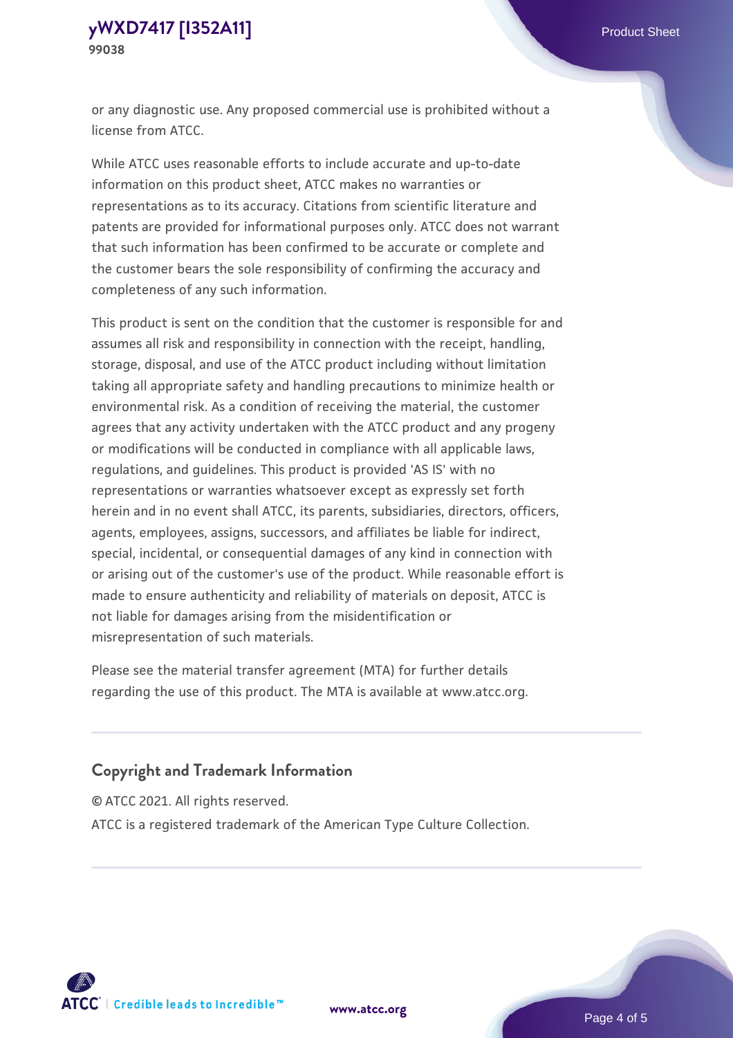or any diagnostic use. Any proposed commercial use is prohibited without a license from ATCC.

While ATCC uses reasonable efforts to include accurate and up-to-date information on this product sheet, ATCC makes no warranties or representations as to its accuracy. Citations from scientific literature and patents are provided for informational purposes only. ATCC does not warrant that such information has been confirmed to be accurate or complete and the customer bears the sole responsibility of confirming the accuracy and completeness of any such information.

This product is sent on the condition that the customer is responsible for and assumes all risk and responsibility in connection with the receipt, handling, storage, disposal, and use of the ATCC product including without limitation taking all appropriate safety and handling precautions to minimize health or environmental risk. As a condition of receiving the material, the customer agrees that any activity undertaken with the ATCC product and any progeny or modifications will be conducted in compliance with all applicable laws, regulations, and guidelines. This product is provided 'AS IS' with no representations or warranties whatsoever except as expressly set forth herein and in no event shall ATCC, its parents, subsidiaries, directors, officers, agents, employees, assigns, successors, and affiliates be liable for indirect, special, incidental, or consequential damages of any kind in connection with or arising out of the customer's use of the product. While reasonable effort is made to ensure authenticity and reliability of materials on deposit, ATCC is not liable for damages arising from the misidentification or misrepresentation of such materials.

Please see the material transfer agreement (MTA) for further details regarding the use of this product. The MTA is available at www.atcc.org.

## Copyright and Trademark Information

© ATCC 2021. All rights reserved.

ATCC is a registered trademark of the American Type Culture Collection.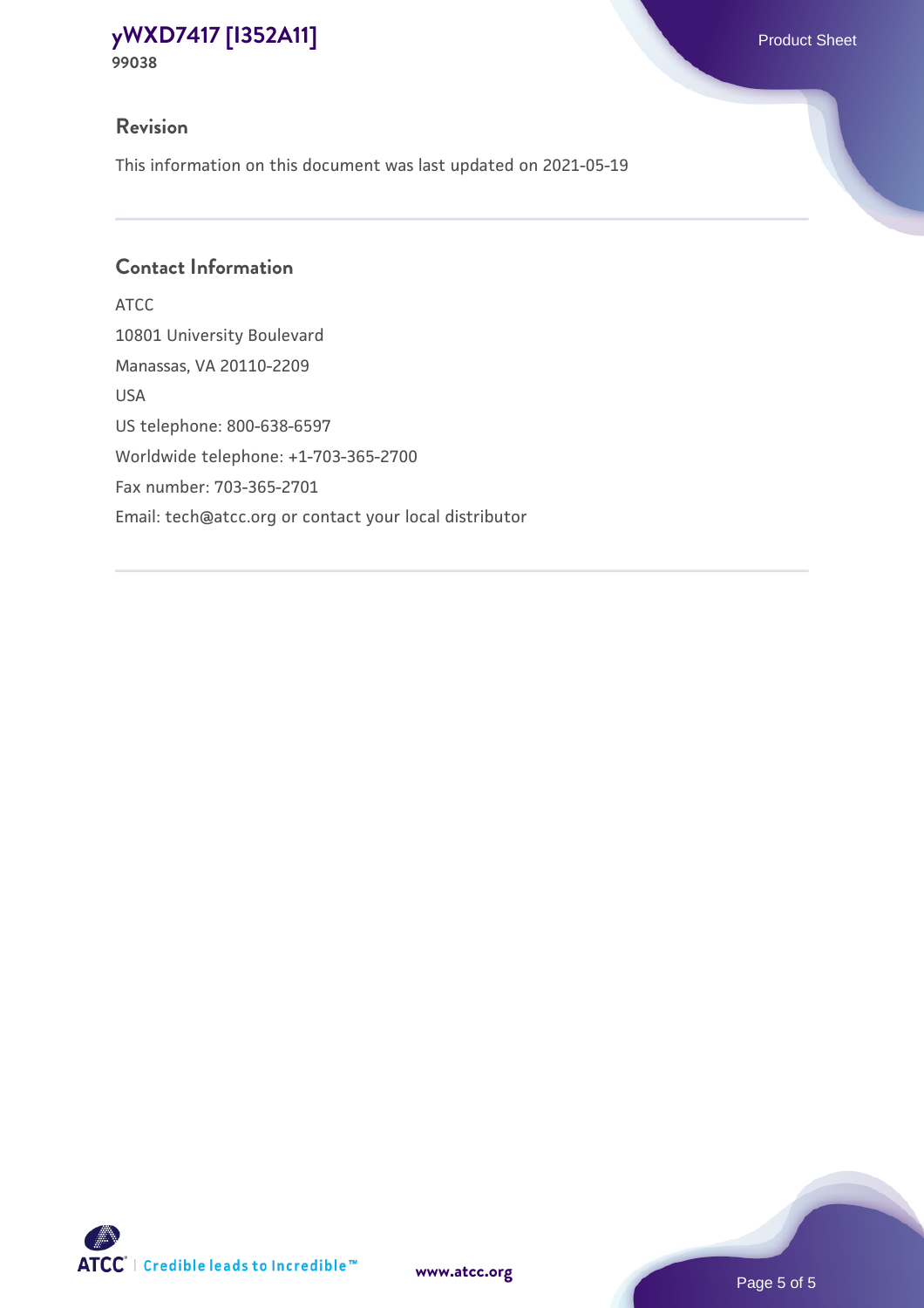## Revision

This information on this document was last updated on 2021-05-19

## Contact Information

ATCC
10801 University Boulevard
Manassas, VA 20110-2209
USA
US telephone: 800-638-6597
Worldwide telephone: +1-703-365-2700
Fax number: 703-365-2701
Email: tech@atcc.org or contact your local distributor